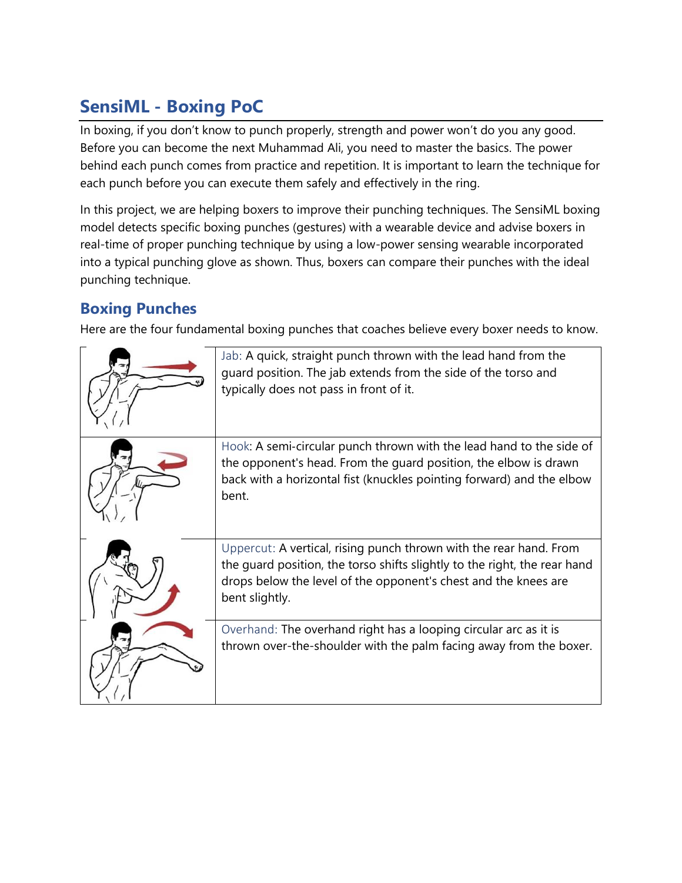## SensiML - Boxing PoC

In boxing, if you don't know to punch properly, strength and power won't do you any good. Before you can become the next Muhammad Ali, you need to master the basics. The power behind each punch comes from practice and repetition. It is important to learn the technique for each punch before you can execute them safely and effectively in the ring.

In this project, we are helping boxers to improve their punching techniques. The SensiML boxing model detects specific boxing punches (gestures) with a wearable device and advise boxers in real-time of proper punching technique by using a low-power sensing wearable incorporated into a typical punching glove as shown. Thus, boxers can compare their punches with the ideal punching technique.

### Boxing Punches

Here are the four fundamental boxing punches that coaches believe every boxer needs to know.

| | |
|---|---|
| | Jab: A quick, straight punch thrown with the lead hand from the guard position. The jab extends from the side of the torso and typically does not pass in front of it. |
| | Hook: A semi-circular punch thrown with the lead hand to the side of the opponent's head. From the guard position, the elbow is drawn back with a horizontal fist (knuckles pointing forward) and the elbow bent. |
| | Uppercut: A vertical, rising punch thrown with the rear hand. From the guard position, the torso shifts slightly to the right, the rear hand drops below the level of the opponent's chest and the knees are bent slightly. |
| | Overhand: The overhand right has a looping circular arc as it is thrown over-the-shoulder with the palm facing away from the boxer. |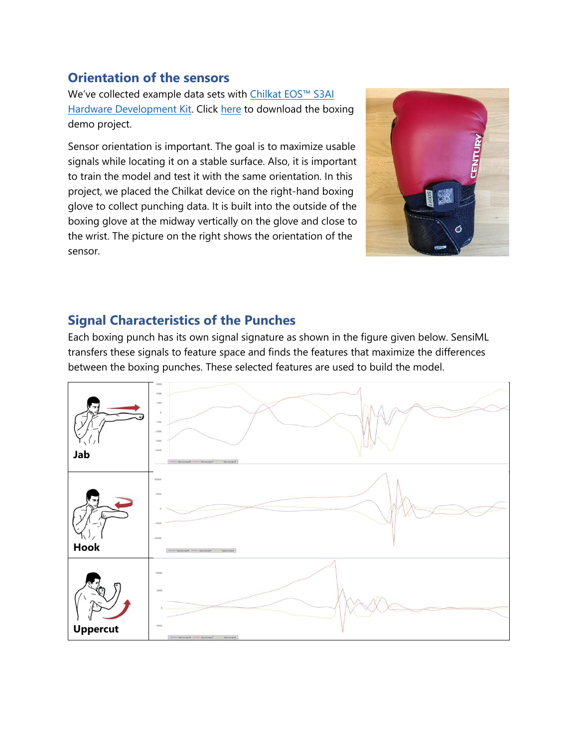## Orientation of the sensors

We've collected example data sets with [Chilkat EOS™ S3AI Hardware Development Kit](). Click [here]() to download the boxing demo project.

Sensor orientation is important. The goal is to maximize usable signals while locating it on a stable surface. Also, it is important to train the model and test it with the same orientation. In this project, we placed the Chilkat device on the right-hand boxing glove to collect punching data. It is built into the outside of the boxing glove at the midway vertically on the glove and close to the wrist. The picture on the right shows the orientation of the sensor.

## Signal Characteristics of the Punches

Each boxing punch has its own signal signature as shown in the figure given below. SensiML transfers these signals to feature space and finds the features that maximize the differences between the boxing punches. These selected features are used to build the model.

| | |
|---|---|
| **Jab** | |
| **Hook** | |
| **Uppercut** | |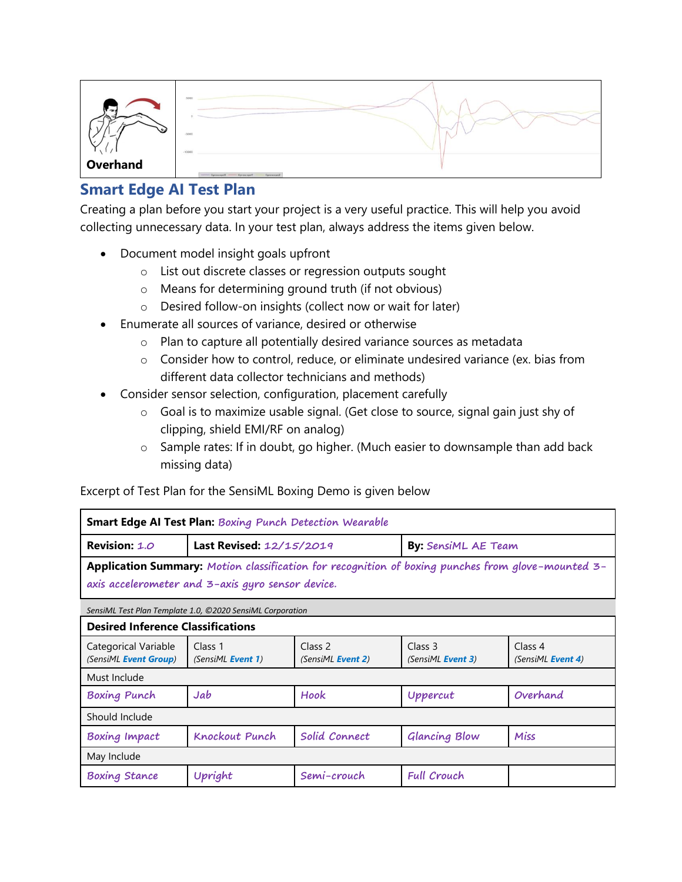Overhand

## Smart Edge AI Test Plan

Creating a plan before you start your project is a very useful practice. This will help you avoid collecting unnecessary data. In your test plan, always address the items given below.

- Document model insight goals upfront
  - List out discrete classes or regression outputs sought
  - Means for determining ground truth (if not obvious)
  - Desired follow-on insights (collect now or wait for later)
- Enumerate all sources of variance, desired or otherwise
  - Plan to capture all potentially desired variance sources as metadata
  - Consider how to control, reduce, or eliminate undesired variance (ex. bias from different data collector technicians and methods)
- Consider sensor selection, configuration, placement carefully
  - Goal is to maximize usable signal. (Get close to source, signal gain just shy of clipping, shield EMI/RF on analog)
  - Sample rates: If in doubt, go higher. (Much easier to downsample than add back missing data)

Excerpt of Test Plan for the SensiML Boxing Demo is given below

| **Smart Edge AI Test Plan:** *Boxing Punch Detection Wearable* | | | | |
|---|---|---|---|---|
| **Revision:** *1.0* | **Last Revised:** *12/15/2019* | | **By:** *SensiML AE Team* | |
| **Application Summary:** *Motion classification for recognition of boxing punches from glove-mounted 3-axis accelerometer and 3-axis gyro sensor device.* | | | | |
| *SensiML Test Plan Template 1.0, ©2020 SensiML Corporation* | | | | |
| **Desired Inference Classifications** | | | | |
| Categorical Variable (*SensiML **Event Group***) | Class 1 (*SensiML **Event 1***) | Class 2 (*SensiML **Event 2***) | Class 3 (*SensiML **Event 3***) | Class 4 (*SensiML **Event 4***) |
| Must Include | | | | |
| *Boxing Punch* | *Jab* | *Hook* | *Uppercut* | *Overhand* |
| Should Include | | | | |
| *Boxing Impact* | *Knockout Punch* | *Solid Connect* | *Glancing Blow* | *Miss* |
| May Include | | | | |
| *Boxing Stance* | *Upright* | *Semi-crouch* | *Full Crouch* | |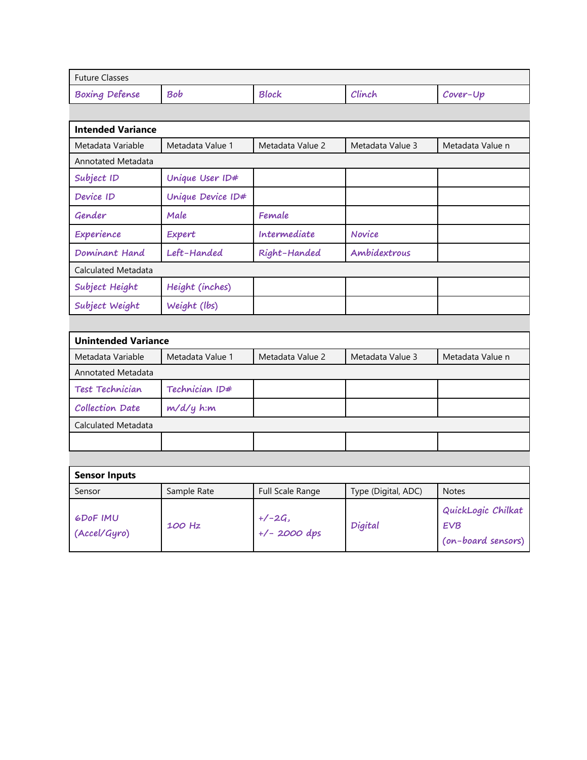| Future Classes | | | | |
|---|---|---|---|---|
| Boxing Defense | Bob | Block | Clinch | Cover-Up |

| **Intended Variance** | | | | |
|---|---|---|---|---|
| Metadata Variable | Metadata Value 1 | Metadata Value 2 | Metadata Value 3 | Metadata Value n |
| Annotated Metadata | | | | |
| Subject ID | Unique User ID# | | | |
| Device ID | Unique Device ID# | | | |
| Gender | Male | Female | | |
| Experience | Expert | Intermediate | Novice | |
| Dominant Hand | Left-Handed | Right-Handed | Ambidextrous | |
| Calculated Metadata | | | | |
| Subject Height | Height (inches) | | | |
| Subject Weight | Weight (lbs) | | | |

| **Unintended Variance** | | | | |
|---|---|---|---|---|
| Metadata Variable | Metadata Value 1 | Metadata Value 2 | Metadata Value 3 | Metadata Value n |
| Annotated Metadata | | | | |
| Test Technician | Technician ID# | | | |
| Collection Date | m/d/y h:m | | | |
| Calculated Metadata | | | | |
| | | | | |

| **Sensor Inputs** | | | | |
|---|---|---|---|---|
| Sensor | Sample Rate | Full Scale Range | Type (Digital, ADC) | Notes |
| 6DoF IMU (Accel/Gyro) | 100 Hz | +/-2G, +/- 2000 dps | Digital | QuickLogic Chilkat EVB (on-board sensors) |